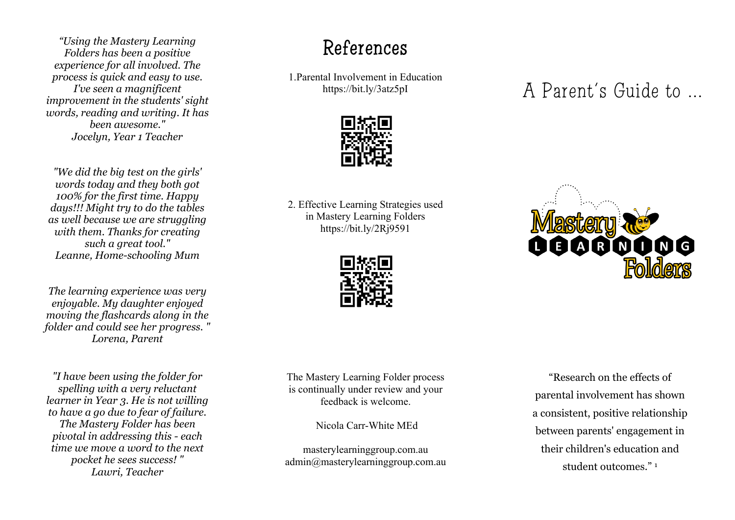*"Using the Mastery Learning Folders has been a positive experience for all involved. The process is quick and easy to use. I've seen a magnificent improvement in the students' sight words, reading and writing. It has been awesome."*
*Jocelyn, Year 1 Teacher*

*"We did the big test on the girls' words today and they both got 100% for the first time. Happy days!!! Might try to do the tables as well because we are struggling with them. Thanks for creating such a great tool."*
*Leanne, Home-schooling Mum*

*The learning experience was very enjoyable. My daughter enjoyed moving the flashcards along in the folder and could see her progress. "*
*Lorena, Parent*

*"I have been using the folder for spelling with a very reluctant learner in Year 3. He is not willing to have a go due to fear of failure. The Mastery Folder has been pivotal in addressing this - each time we move a word to the next pocket he sees success! "*
*Lawri, Teacher*

## References

1. Parental Involvement in Education
https://bit.ly/3atz5pI

2. Effective Learning Strategies used in Mastery Learning Folders
https://bit.ly/2Rj9591

The Mastery Learning Folder process is continually under review and your feedback is welcome.

Nicola Carr-White MEd

masterylearninggroup.com.au
admin@masterylearninggroup.com.au

# A Parent's Guide to ...

Mastery LEARNING Folders

"Research on the effects of parental involvement has shown a consistent, positive relationship between parents' engagement in their children's education and student outcomes." [1]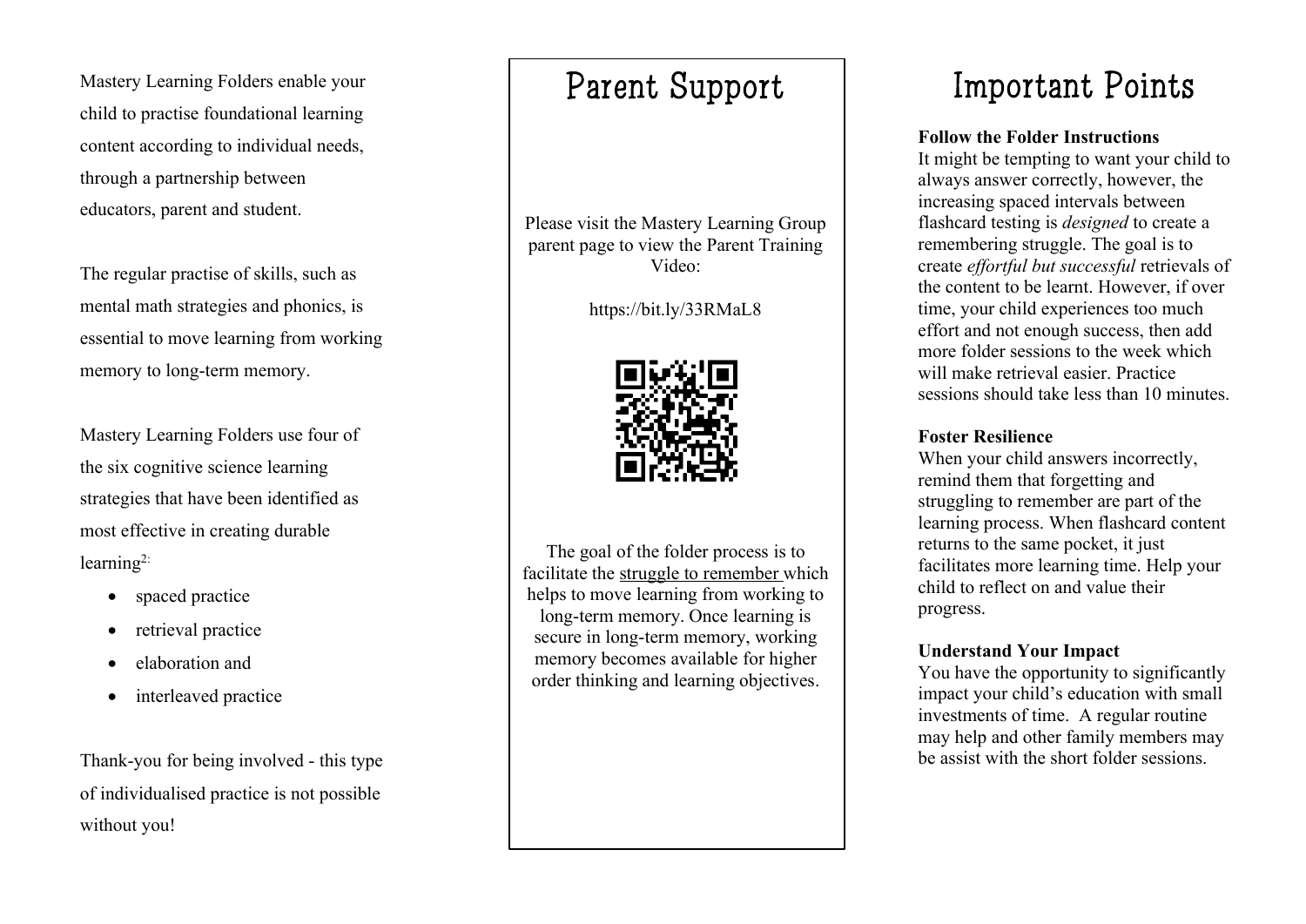Mastery Learning Folders enable your child to practise foundational learning content according to individual needs, through a partnership between educators, parent and student.

The regular practise of skills, such as mental math strategies and phonics, is essential to move learning from working memory to long-term memory.

Mastery Learning Folders use four of the six cognitive science learning strategies that have been identified as most effective in creating durable learning[2]:

- spaced practice
- retrieval practice
- elaboration and
- interleaved practice

Thank-you for being involved - this type of individualised practice is not possible without you!

# Parent Support

Please visit the Mastery Learning Group parent page to view the Parent Training Video:

https://bit.ly/33RMaL8

The goal of the folder process is to facilitate the <u>struggle to remember</u> which helps to move learning from working to long-term memory. Once learning is secure in long-term memory, working memory becomes available for higher order thinking and learning objectives.

# Important Points

**Follow the Folder Instructions**
It might be tempting to want your child to always answer correctly, however, the increasing spaced intervals between flashcard testing is *designed* to create a remembering struggle. The goal is to create *effortful but successful* retrievals of the content to be learnt. However, if over time, your child experiences too much effort and not enough success, then add more folder sessions to the week which will make retrieval easier. Practice sessions should take less than 10 minutes.

**Foster Resilience**
When your child answers incorrectly, remind them that forgetting and struggling to remember are part of the learning process. When flashcard content returns to the same pocket, it just facilitates more learning time. Help your child to reflect on and value their progress.

**Understand Your Impact**
You have the opportunity to significantly impact your child's education with small investments of time. A regular routine may help and other family members may be assist with the short folder sessions.